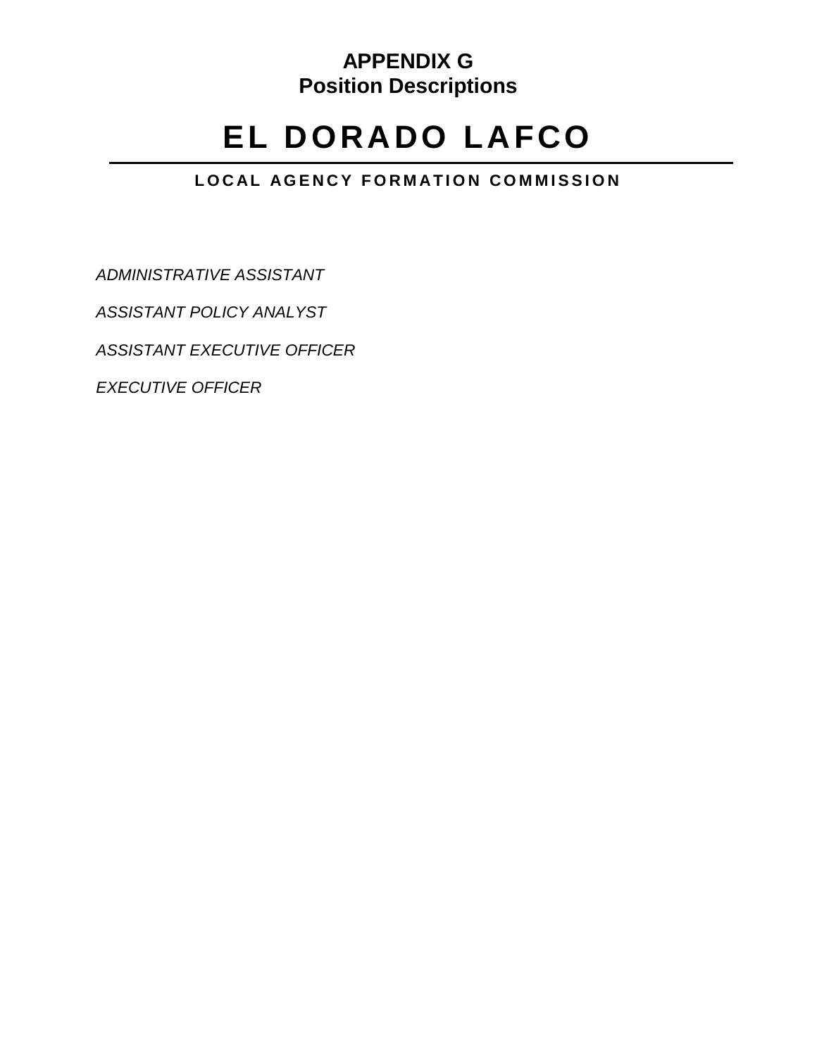**APPENDIX G**
**Position Descriptions**

# EL DORADO LAFCO

**LOCAL AGENCY FORMATION COMMISSION**

*ADMINISTRATIVE ASSISTANT*

*ASSISTANT POLICY ANALYST*

*ASSISTANT EXECUTIVE OFFICER*

*EXECUTIVE OFFICER*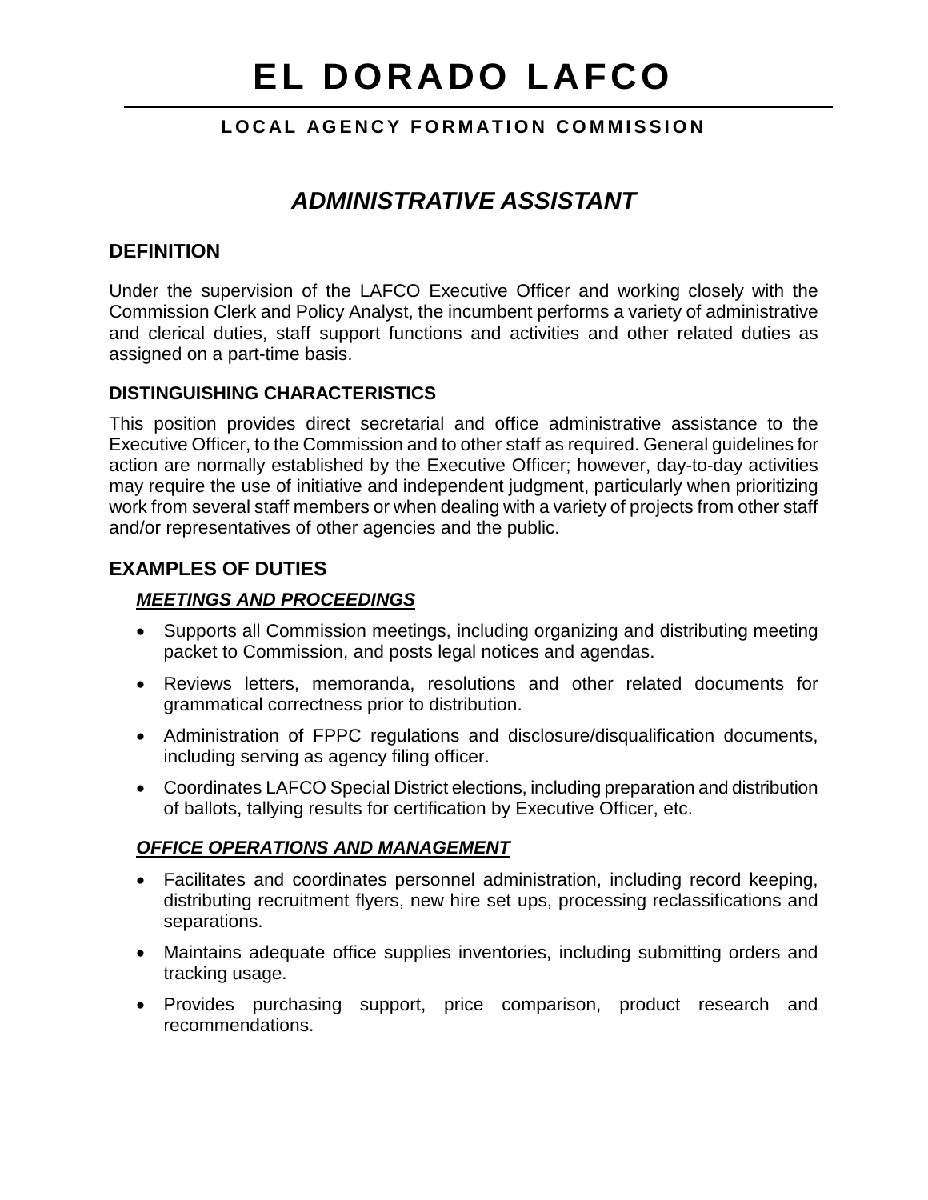# EL DORADO LAFCO

**LOCAL AGENCY FORMATION COMMISSION**

## *ADMINISTRATIVE ASSISTANT*

### DEFINITION

Under the supervision of the LAFCO Executive Officer and working closely with the Commission Clerk and Policy Analyst, the incumbent performs a variety of administrative and clerical duties, staff support functions and activities and other related duties as assigned on a part-time basis.

#### DISTINGUISHING CHARACTERISTICS

This position provides direct secretarial and office administrative assistance to the Executive Officer, to the Commission and to other staff as required. General guidelines for action are normally established by the Executive Officer; however, day-to-day activities may require the use of initiative and independent judgment, particularly when prioritizing work from several staff members or when dealing with a variety of projects from other staff and/or representatives of other agencies and the public.

### EXAMPLES OF DUTIES

#### ***MEETINGS AND PROCEEDINGS***

- Supports all Commission meetings, including organizing and distributing meeting packet to Commission, and posts legal notices and agendas.
- Reviews letters, memoranda, resolutions and other related documents for grammatical correctness prior to distribution.
- Administration of FPPC regulations and disclosure/disqualification documents, including serving as agency filing officer.
- Coordinates LAFCO Special District elections, including preparation and distribution of ballots, tallying results for certification by Executive Officer, etc.

#### ***OFFICE OPERATIONS AND MANAGEMENT***

- Facilitates and coordinates personnel administration, including record keeping, distributing recruitment flyers, new hire set ups, processing reclassifications and separations.
- Maintains adequate office supplies inventories, including submitting orders and tracking usage.
- Provides purchasing support, price comparison, product research and recommendations.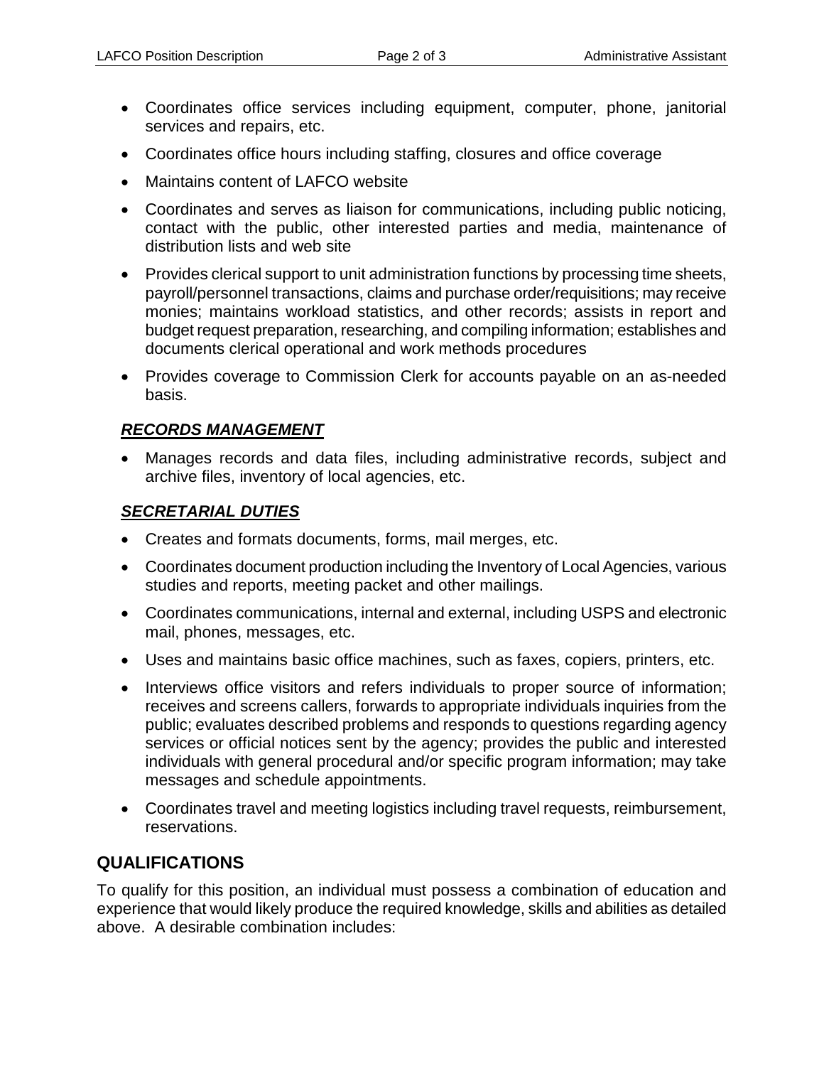- Coordinates office services including equipment, computer, phone, janitorial services and repairs, etc.
- Coordinates office hours including staffing, closures and office coverage
- Maintains content of LAFCO website
- Coordinates and serves as liaison for communications, including public noticing, contact with the public, other interested parties and media, maintenance of distribution lists and web site
- Provides clerical support to unit administration functions by processing time sheets, payroll/personnel transactions, claims and purchase order/requisitions; may receive monies; maintains workload statistics, and other records; assists in report and budget request preparation, researching, and compiling information; establishes and documents clerical operational and work methods procedures
- Provides coverage to Commission Clerk for accounts payable on an as-needed basis.

### ***RECORDS MANAGEMENT***

- Manages records and data files, including administrative records, subject and archive files, inventory of local agencies, etc.

### ***SECRETARIAL DUTIES***

- Creates and formats documents, forms, mail merges, etc.
- Coordinates document production including the Inventory of Local Agencies, various studies and reports, meeting packet and other mailings.
- Coordinates communications, internal and external, including USPS and electronic mail, phones, messages, etc.
- Uses and maintains basic office machines, such as faxes, copiers, printers, etc.
- Interviews office visitors and refers individuals to proper source of information; receives and screens callers, forwards to appropriate individuals inquiries from the public; evaluates described problems and responds to questions regarding agency services or official notices sent by the agency; provides the public and interested individuals with general procedural and/or specific program information; may take messages and schedule appointments.
- Coordinates travel and meeting logistics including travel requests, reimbursement, reservations.

## QUALIFICATIONS

To qualify for this position, an individual must possess a combination of education and experience that would likely produce the required knowledge, skills and abilities as detailed above. A desirable combination includes: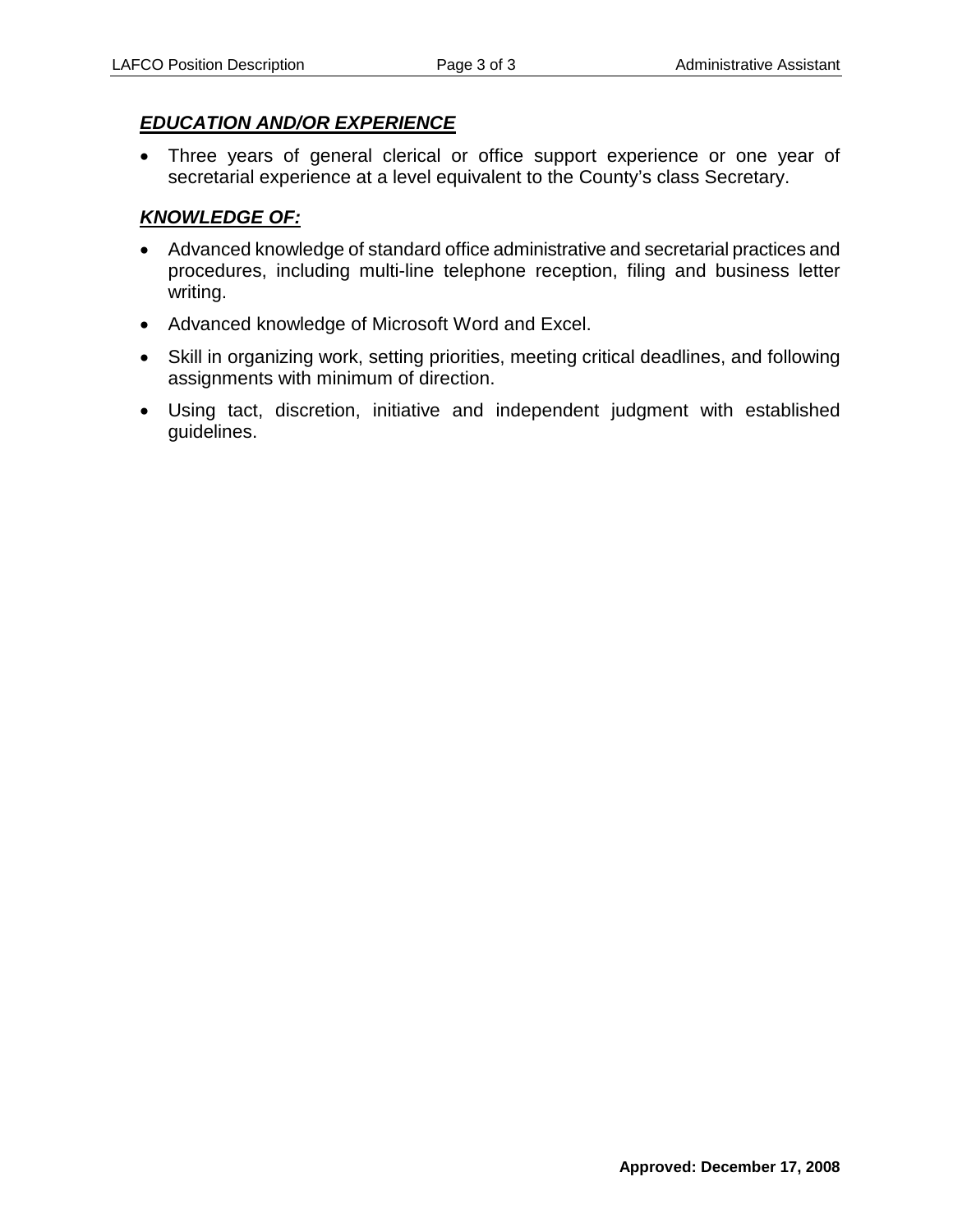## ***EDUCATION AND/OR EXPERIENCE***

- Three years of general clerical or office support experience or one year of secretarial experience at a level equivalent to the County's class Secretary.

## ***KNOWLEDGE OF:***

- Advanced knowledge of standard office administrative and secretarial practices and procedures, including multi-line telephone reception, filing and business letter writing.
- Advanced knowledge of Microsoft Word and Excel.
- Skill in organizing work, setting priorities, meeting critical deadlines, and following assignments with minimum of direction.
- Using tact, discretion, initiative and independent judgment with established guidelines.

**Approved: December 17, 2008**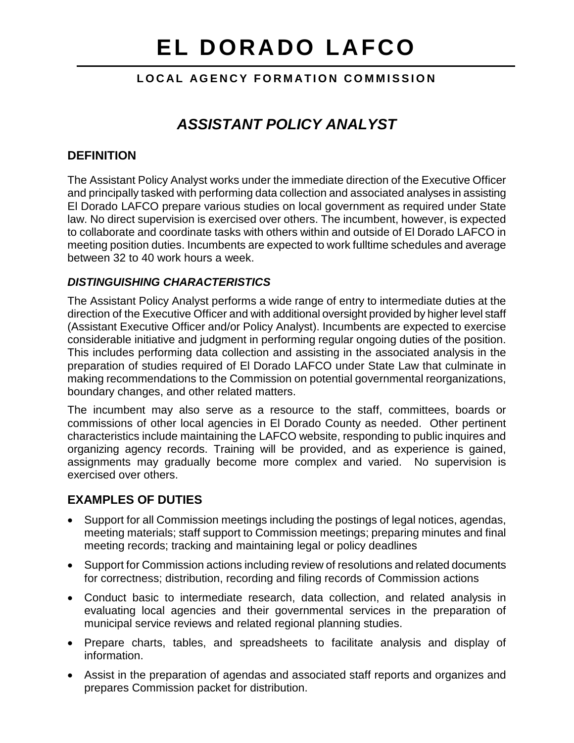# EL DORADO LAFCO

**LOCAL AGENCY FORMATION COMMISSION**

## *ASSISTANT POLICY ANALYST*

### DEFINITION

The Assistant Policy Analyst works under the immediate direction of the Executive Officer and principally tasked with performing data collection and associated analyses in assisting El Dorado LAFCO prepare various studies on local government as required under State law. No direct supervision is exercised over others. The incumbent, however, is expected to collaborate and coordinate tasks with others within and outside of El Dorado LAFCO in meeting position duties. Incumbents are expected to work fulltime schedules and average between 32 to 40 work hours a week.

#### *DISTINGUISHING CHARACTERISTICS*

The Assistant Policy Analyst performs a wide range of entry to intermediate duties at the direction of the Executive Officer and with additional oversight provided by higher level staff (Assistant Executive Officer and/or Policy Analyst). Incumbents are expected to exercise considerable initiative and judgment in performing regular ongoing duties of the position. This includes performing data collection and assisting in the associated analysis in the preparation of studies required of El Dorado LAFCO under State Law that culminate in making recommendations to the Commission on potential governmental reorganizations, boundary changes, and other related matters.

The incumbent may also serve as a resource to the staff, committees, boards or commissions of other local agencies in El Dorado County as needed. Other pertinent characteristics include maintaining the LAFCO website, responding to public inquires and organizing agency records. Training will be provided, and as experience is gained, assignments may gradually become more complex and varied. No supervision is exercised over others.

### EXAMPLES OF DUTIES

- Support for all Commission meetings including the postings of legal notices, agendas, meeting materials; staff support to Commission meetings; preparing minutes and final meeting records; tracking and maintaining legal or policy deadlines
- Support for Commission actions including review of resolutions and related documents for correctness; distribution, recording and filing records of Commission actions
- Conduct basic to intermediate research, data collection, and related analysis in evaluating local agencies and their governmental services in the preparation of municipal service reviews and related regional planning studies.
- Prepare charts, tables, and spreadsheets to facilitate analysis and display of information.
- Assist in the preparation of agendas and associated staff reports and organizes and prepares Commission packet for distribution.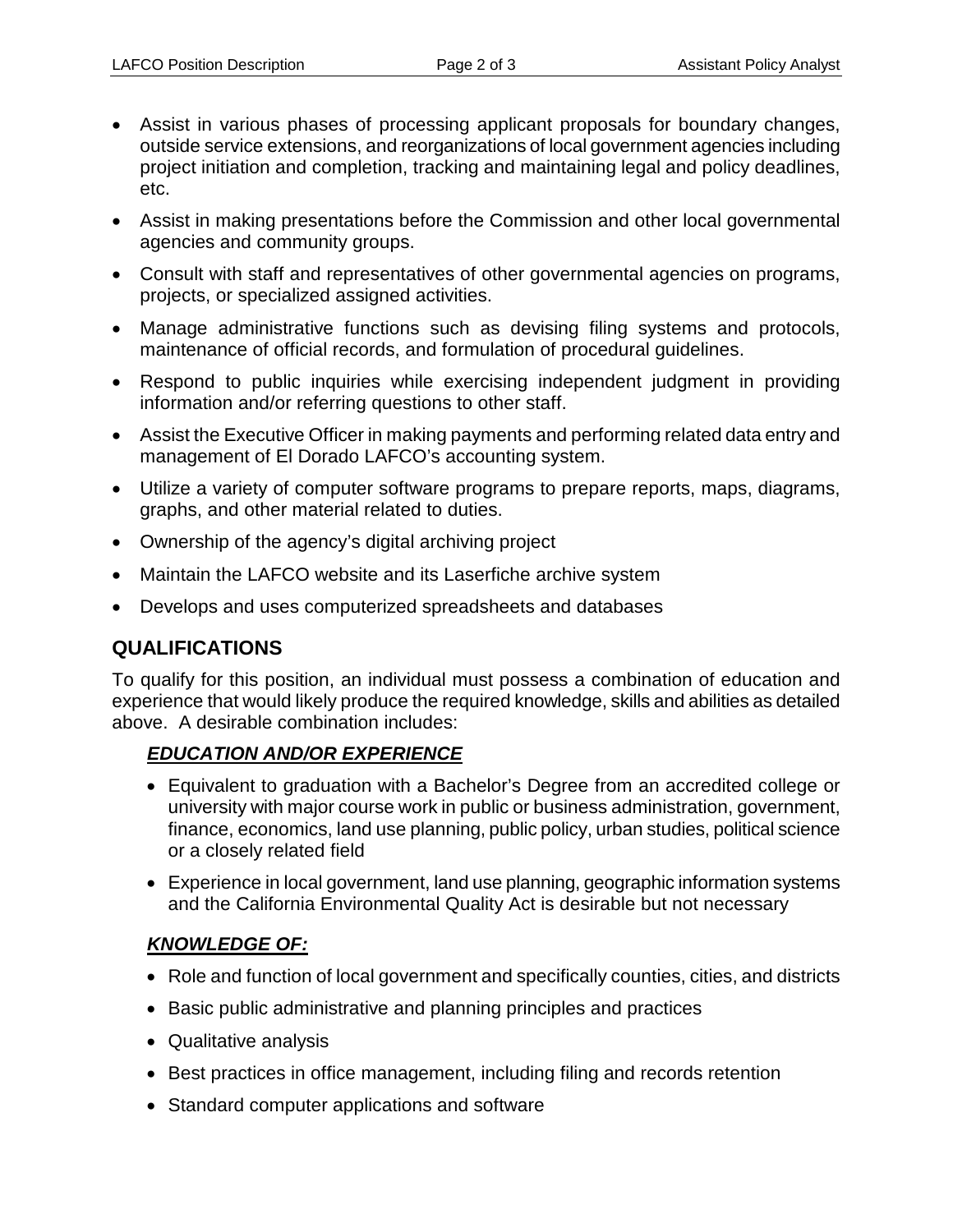- Assist in various phases of processing applicant proposals for boundary changes, outside service extensions, and reorganizations of local government agencies including project initiation and completion, tracking and maintaining legal and policy deadlines, etc.
- Assist in making presentations before the Commission and other local governmental agencies and community groups.
- Consult with staff and representatives of other governmental agencies on programs, projects, or specialized assigned activities.
- Manage administrative functions such as devising filing systems and protocols, maintenance of official records, and formulation of procedural guidelines.
- Respond to public inquiries while exercising independent judgment in providing information and/or referring questions to other staff.
- Assist the Executive Officer in making payments and performing related data entry and management of El Dorado LAFCO's accounting system.
- Utilize a variety of computer software programs to prepare reports, maps, diagrams, graphs, and other material related to duties.
- Ownership of the agency's digital archiving project
- Maintain the LAFCO website and its Laserfiche archive system
- Develops and uses computerized spreadsheets and databases

## QUALIFICATIONS

To qualify for this position, an individual must possess a combination of education and experience that would likely produce the required knowledge, skills and abilities as detailed above. A desirable combination includes:

### ***EDUCATION AND/OR EXPERIENCE***

- Equivalent to graduation with a Bachelor's Degree from an accredited college or university with major course work in public or business administration, government, finance, economics, land use planning, public policy, urban studies, political science or a closely related field
- Experience in local government, land use planning, geographic information systems and the California Environmental Quality Act is desirable but not necessary

### ***KNOWLEDGE OF:***

- Role and function of local government and specifically counties, cities, and districts
- Basic public administrative and planning principles and practices
- Qualitative analysis
- Best practices in office management, including filing and records retention
- Standard computer applications and software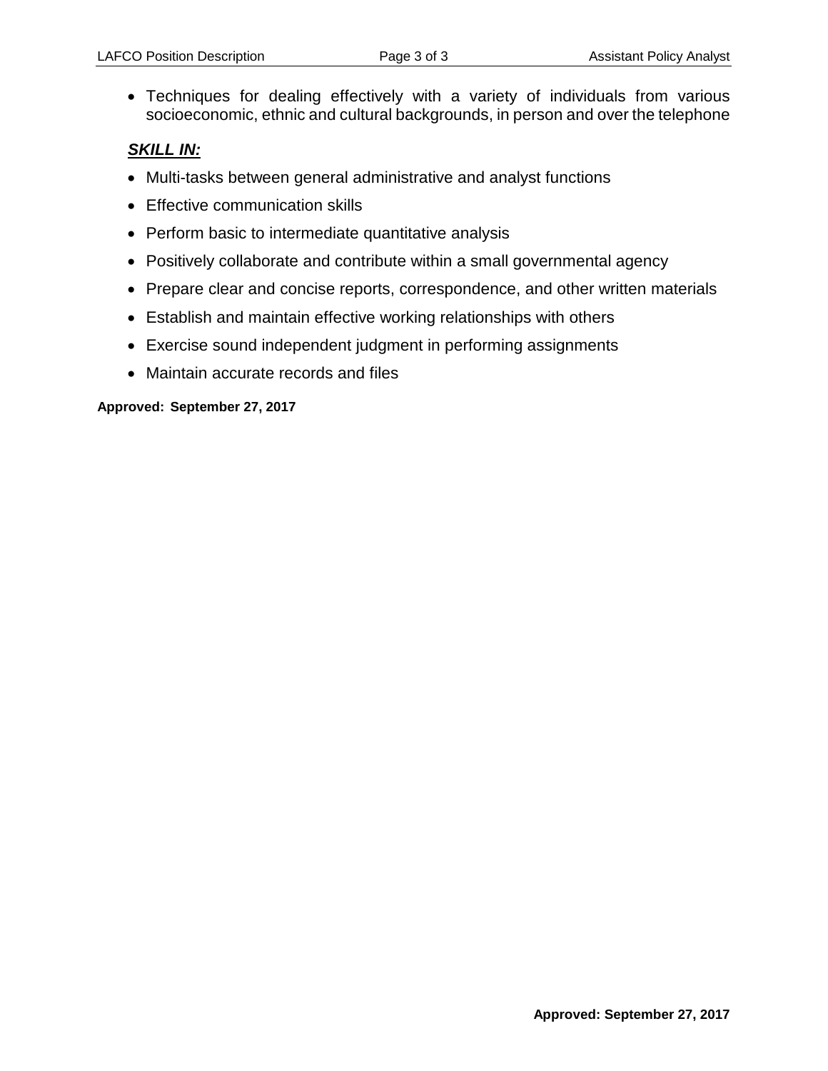- Techniques for dealing effectively with a variety of individuals from various socioeconomic, ethnic and cultural backgrounds, in person and over the telephone

***SKILL IN:***

- Multi-tasks between general administrative and analyst functions
- Effective communication skills
- Perform basic to intermediate quantitative analysis
- Positively collaborate and contribute within a small governmental agency
- Prepare clear and concise reports, correspondence, and other written materials
- Establish and maintain effective working relationships with others
- Exercise sound independent judgment in performing assignments
- Maintain accurate records and files

**Approved: September 27, 2017**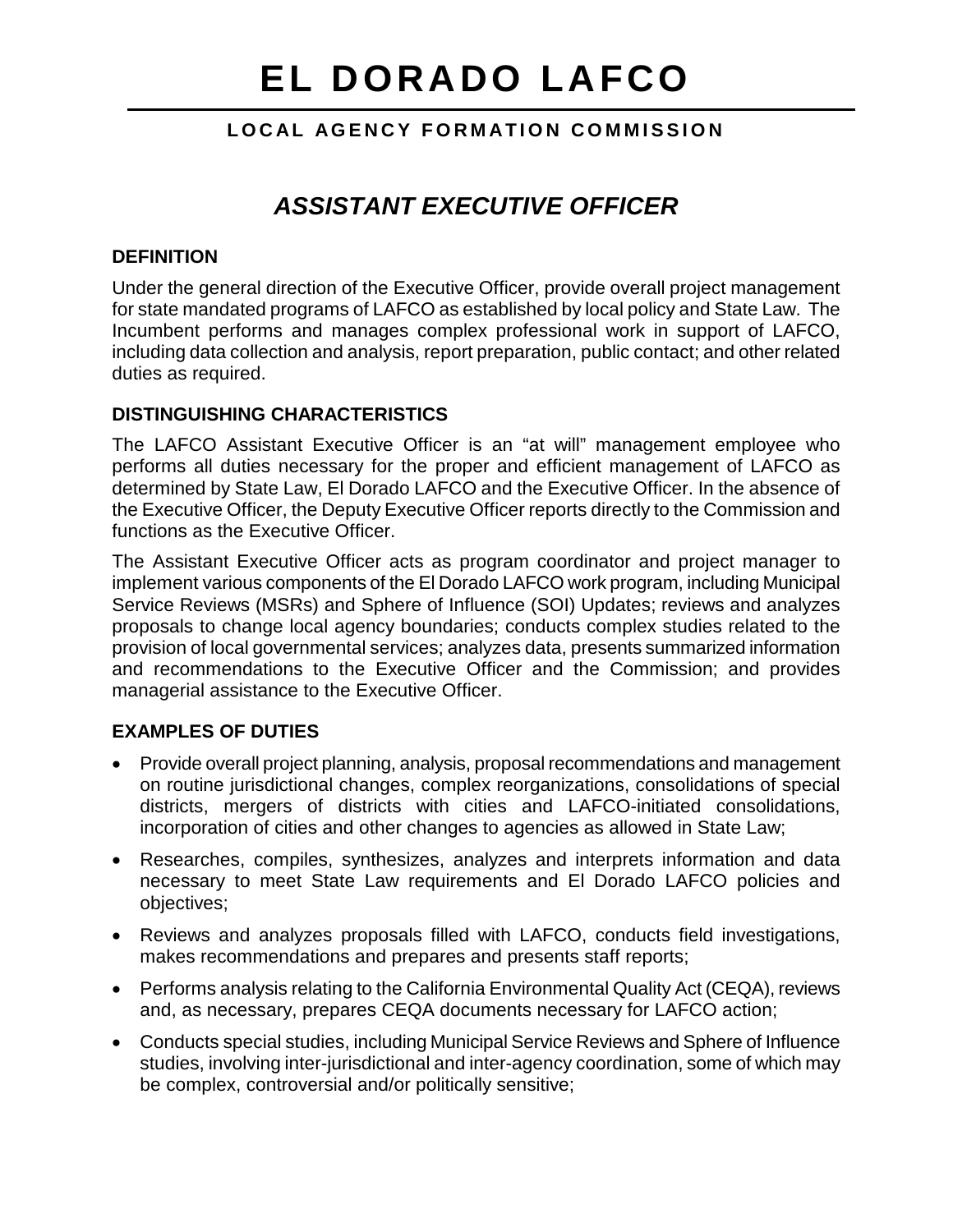# EL DORADO LAFCO

**LOCAL AGENCY FORMATION COMMISSION**

## *ASSISTANT EXECUTIVE OFFICER*

### DEFINITION

Under the general direction of the Executive Officer, provide overall project management for state mandated programs of LAFCO as established by local policy and State Law. The Incumbent performs and manages complex professional work in support of LAFCO, including data collection and analysis, report preparation, public contact; and other related duties as required.

### DISTINGUISHING CHARACTERISTICS

The LAFCO Assistant Executive Officer is an "at will" management employee who performs all duties necessary for the proper and efficient management of LAFCO as determined by State Law, El Dorado LAFCO and the Executive Officer. In the absence of the Executive Officer, the Deputy Executive Officer reports directly to the Commission and functions as the Executive Officer.

The Assistant Executive Officer acts as program coordinator and project manager to implement various components of the El Dorado LAFCO work program, including Municipal Service Reviews (MSRs) and Sphere of Influence (SOI) Updates; reviews and analyzes proposals to change local agency boundaries; conducts complex studies related to the provision of local governmental services; analyzes data, presents summarized information and recommendations to the Executive Officer and the Commission; and provides managerial assistance to the Executive Officer.

### EXAMPLES OF DUTIES

- Provide overall project planning, analysis, proposal recommendations and management on routine jurisdictional changes, complex reorganizations, consolidations of special districts, mergers of districts with cities and LAFCO-initiated consolidations, incorporation of cities and other changes to agencies as allowed in State Law;
- Researches, compiles, synthesizes, analyzes and interprets information and data necessary to meet State Law requirements and El Dorado LAFCO policies and objectives;
- Reviews and analyzes proposals filled with LAFCO, conducts field investigations, makes recommendations and prepares and presents staff reports;
- Performs analysis relating to the California Environmental Quality Act (CEQA), reviews and, as necessary, prepares CEQA documents necessary for LAFCO action;
- Conducts special studies, including Municipal Service Reviews and Sphere of Influence studies, involving inter-jurisdictional and inter-agency coordination, some of which may be complex, controversial and/or politically sensitive;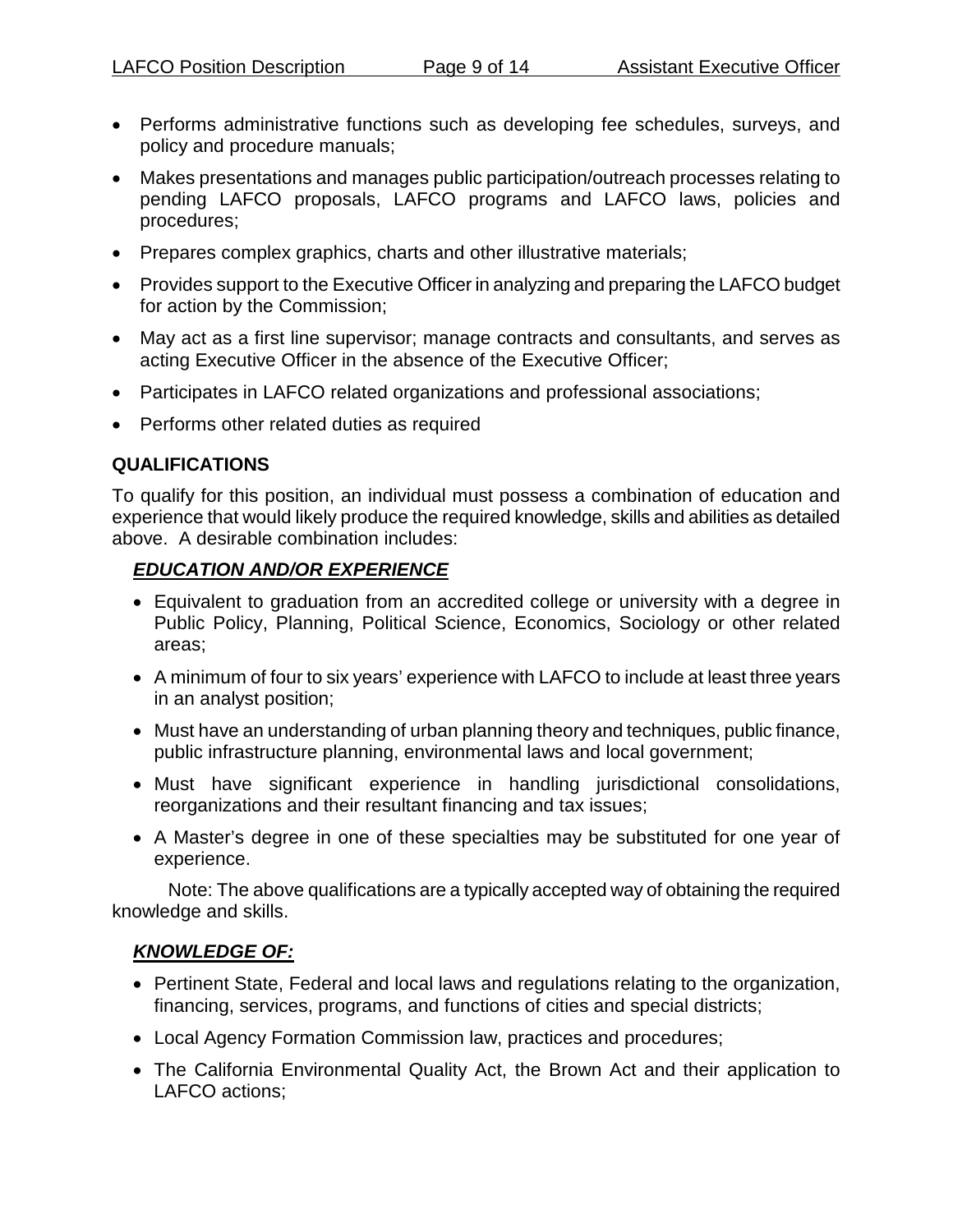- Performs administrative functions such as developing fee schedules, surveys, and policy and procedure manuals;
- Makes presentations and manages public participation/outreach processes relating to pending LAFCO proposals, LAFCO programs and LAFCO laws, policies and procedures;
- Prepares complex graphics, charts and other illustrative materials;
- Provides support to the Executive Officer in analyzing and preparing the LAFCO budget for action by the Commission;
- May act as a first line supervisor; manage contracts and consultants, and serves as acting Executive Officer in the absence of the Executive Officer;
- Participates in LAFCO related organizations and professional associations;
- Performs other related duties as required

## QUALIFICATIONS

To qualify for this position, an individual must possess a combination of education and experience that would likely produce the required knowledge, skills and abilities as detailed above. A desirable combination includes:

### ***EDUCATION AND/OR EXPERIENCE***

- Equivalent to graduation from an accredited college or university with a degree in Public Policy, Planning, Political Science, Economics, Sociology or other related areas;
- A minimum of four to six years' experience with LAFCO to include at least three years in an analyst position;
- Must have an understanding of urban planning theory and techniques, public finance, public infrastructure planning, environmental laws and local government;
- Must have significant experience in handling jurisdictional consolidations, reorganizations and their resultant financing and tax issues;
- A Master's degree in one of these specialties may be substituted for one year of experience.

Note: The above qualifications are a typically accepted way of obtaining the required knowledge and skills.

### ***KNOWLEDGE OF:***

- Pertinent State, Federal and local laws and regulations relating to the organization, financing, services, programs, and functions of cities and special districts;
- Local Agency Formation Commission law, practices and procedures;
- The California Environmental Quality Act, the Brown Act and their application to LAFCO actions;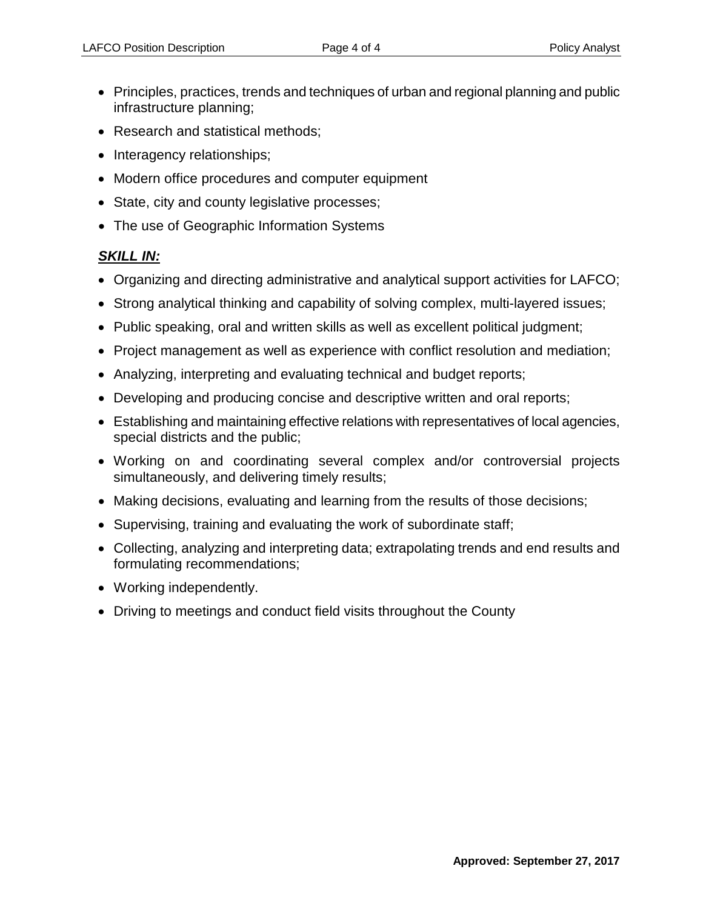- Principles, practices, trends and techniques of urban and regional planning and public infrastructure planning;
- Research and statistical methods;
- Interagency relationships;
- Modern office procedures and computer equipment
- State, city and county legislative processes;
- The use of Geographic Information Systems

***SKILL IN:***

- Organizing and directing administrative and analytical support activities for LAFCO;
- Strong analytical thinking and capability of solving complex, multi-layered issues;
- Public speaking, oral and written skills as well as excellent political judgment;
- Project management as well as experience with conflict resolution and mediation;
- Analyzing, interpreting and evaluating technical and budget reports;
- Developing and producing concise and descriptive written and oral reports;
- Establishing and maintaining effective relations with representatives of local agencies, special districts and the public;
- Working on and coordinating several complex and/or controversial projects simultaneously, and delivering timely results;
- Making decisions, evaluating and learning from the results of those decisions;
- Supervising, training and evaluating the work of subordinate staff;
- Collecting, analyzing and interpreting data; extrapolating trends and end results and formulating recommendations;
- Working independently.
- Driving to meetings and conduct field visits throughout the County

**Approved: September 27, 2017**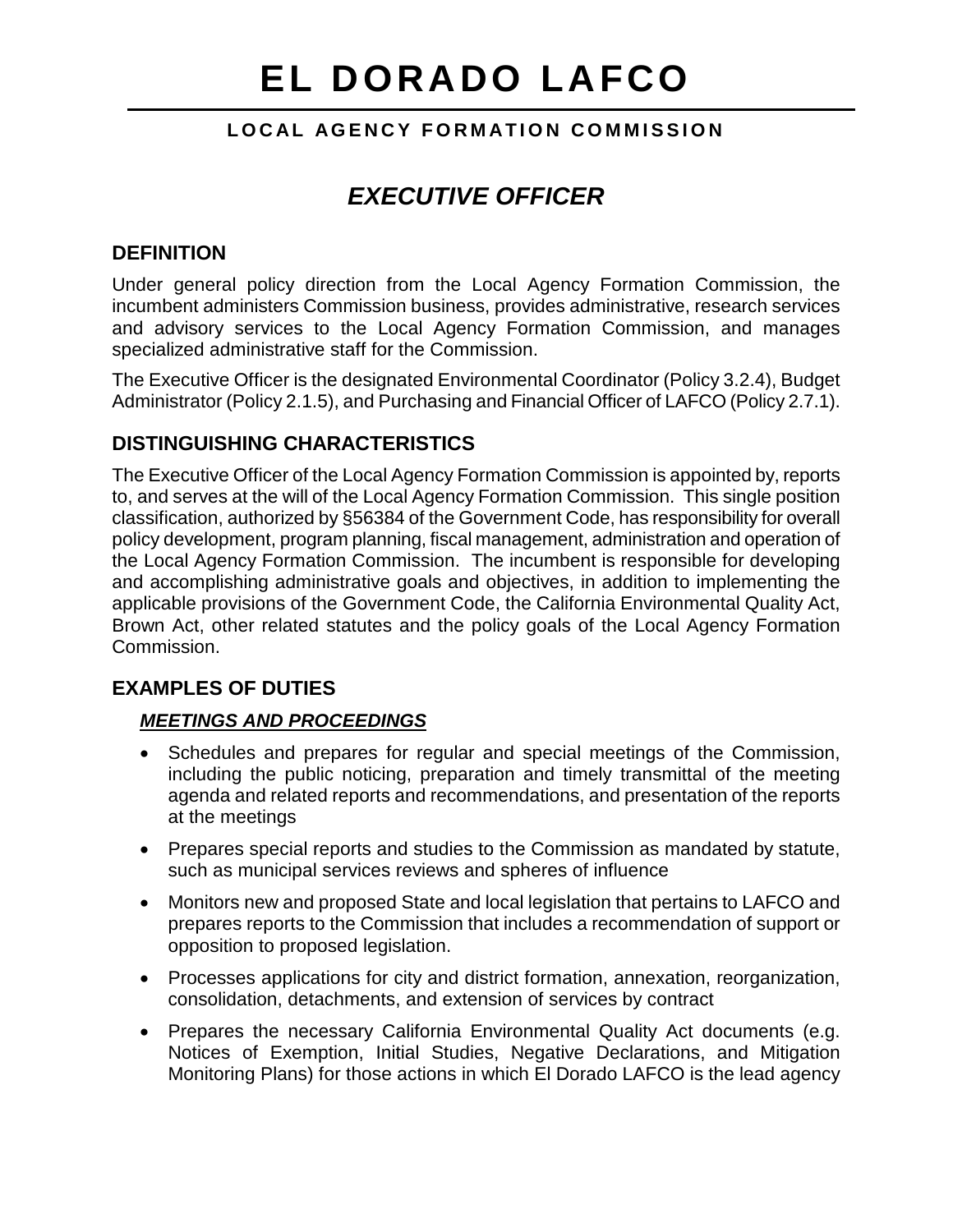# EL DORADO LAFCO

**LOCAL AGENCY FORMATION COMMISSION**

## *EXECUTIVE OFFICER*

### DEFINITION

Under general policy direction from the Local Agency Formation Commission, the incumbent administers Commission business, provides administrative, research services and advisory services to the Local Agency Formation Commission, and manages specialized administrative staff for the Commission.

The Executive Officer is the designated Environmental Coordinator (Policy 3.2.4), Budget Administrator (Policy 2.1.5), and Purchasing and Financial Officer of LAFCO (Policy 2.7.1).

### DISTINGUISHING CHARACTERISTICS

The Executive Officer of the Local Agency Formation Commission is appointed by, reports to, and serves at the will of the Local Agency Formation Commission. This single position classification, authorized by §56384 of the Government Code, has responsibility for overall policy development, program planning, fiscal management, administration and operation of the Local Agency Formation Commission. The incumbent is responsible for developing and accomplishing administrative goals and objectives, in addition to implementing the applicable provisions of the Government Code, the California Environmental Quality Act, Brown Act, other related statutes and the policy goals of the Local Agency Formation Commission.

### EXAMPLES OF DUTIES

#### ***MEETINGS AND PROCEEDINGS***

- Schedules and prepares for regular and special meetings of the Commission, including the public noticing, preparation and timely transmittal of the meeting agenda and related reports and recommendations, and presentation of the reports at the meetings
- Prepares special reports and studies to the Commission as mandated by statute, such as municipal services reviews and spheres of influence
- Monitors new and proposed State and local legislation that pertains to LAFCO and prepares reports to the Commission that includes a recommendation of support or opposition to proposed legislation.
- Processes applications for city and district formation, annexation, reorganization, consolidation, detachments, and extension of services by contract
- Prepares the necessary California Environmental Quality Act documents (e.g. Notices of Exemption, Initial Studies, Negative Declarations, and Mitigation Monitoring Plans) for those actions in which El Dorado LAFCO is the lead agency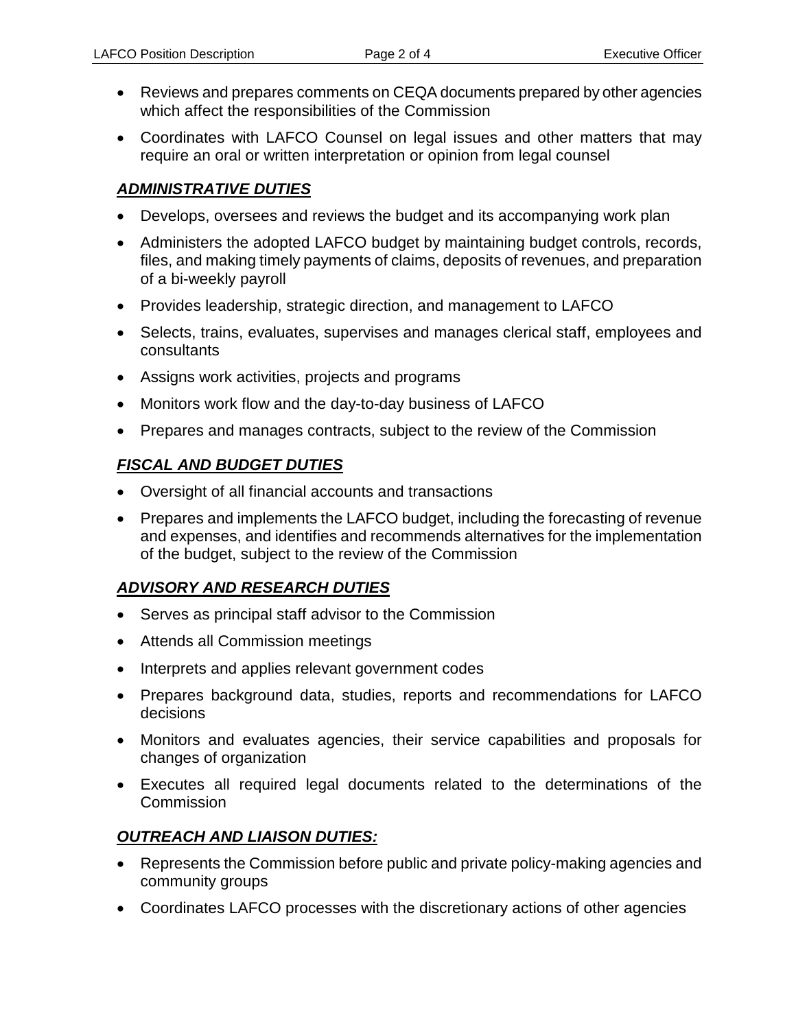- Reviews and prepares comments on CEQA documents prepared by other agencies which affect the responsibilities of the Commission
- Coordinates with LAFCO Counsel on legal issues and other matters that may require an oral or written interpretation or opinion from legal counsel

### ***ADMINISTRATIVE DUTIES***

- Develops, oversees and reviews the budget and its accompanying work plan
- Administers the adopted LAFCO budget by maintaining budget controls, records, files, and making timely payments of claims, deposits of revenues, and preparation of a bi-weekly payroll
- Provides leadership, strategic direction, and management to LAFCO
- Selects, trains, evaluates, supervises and manages clerical staff, employees and consultants
- Assigns work activities, projects and programs
- Monitors work flow and the day-to-day business of LAFCO
- Prepares and manages contracts, subject to the review of the Commission

### ***FISCAL AND BUDGET DUTIES***

- Oversight of all financial accounts and transactions
- Prepares and implements the LAFCO budget, including the forecasting of revenue and expenses, and identifies and recommends alternatives for the implementation of the budget, subject to the review of the Commission

### ***ADVISORY AND RESEARCH DUTIES***

- Serves as principal staff advisor to the Commission
- Attends all Commission meetings
- Interprets and applies relevant government codes
- Prepares background data, studies, reports and recommendations for LAFCO decisions
- Monitors and evaluates agencies, their service capabilities and proposals for changes of organization
- Executes all required legal documents related to the determinations of the Commission

### ***OUTREACH AND LIAISON DUTIES:***

- Represents the Commission before public and private policy-making agencies and community groups
- Coordinates LAFCO processes with the discretionary actions of other agencies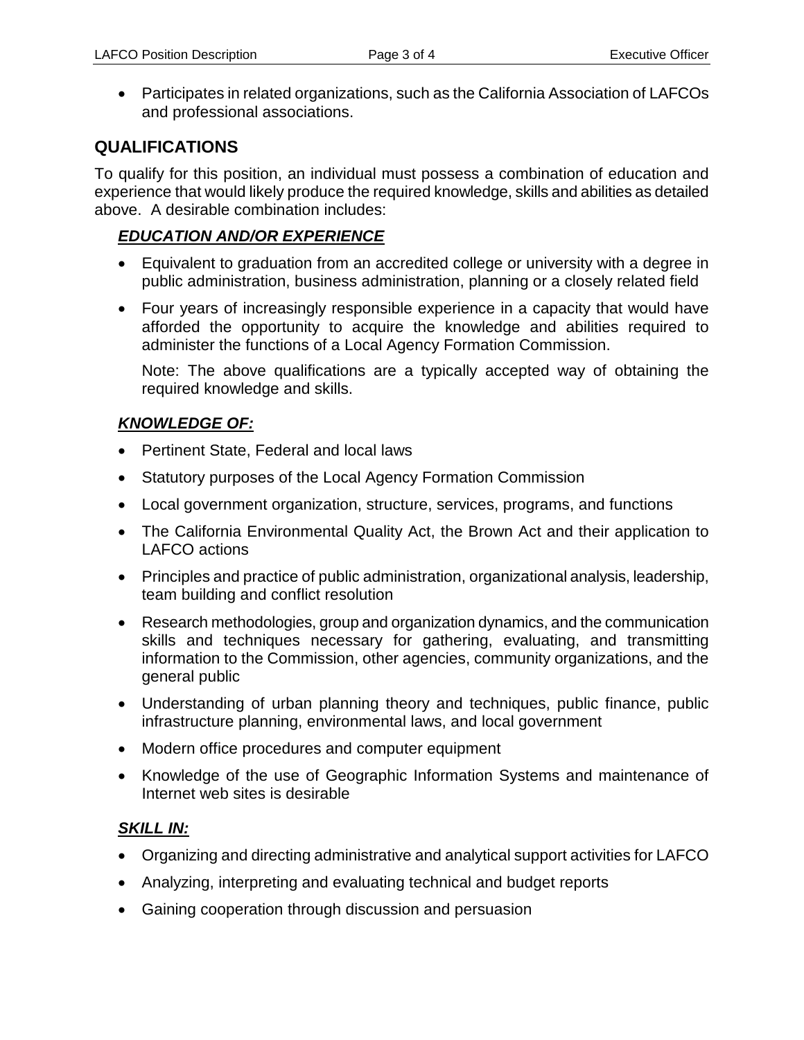- Participates in related organizations, such as the California Association of LAFCOs and professional associations.

## QUALIFICATIONS

To qualify for this position, an individual must possess a combination of education and experience that would likely produce the required knowledge, skills and abilities as detailed above. A desirable combination includes:

### ***EDUCATION AND/OR EXPERIENCE***

- Equivalent to graduation from an accredited college or university with a degree in public administration, business administration, planning or a closely related field
- Four years of increasingly responsible experience in a capacity that would have afforded the opportunity to acquire the knowledge and abilities required to administer the functions of a Local Agency Formation Commission.

  Note: The above qualifications are a typically accepted way of obtaining the required knowledge and skills.

### ***KNOWLEDGE OF:***

- Pertinent State, Federal and local laws
- Statutory purposes of the Local Agency Formation Commission
- Local government organization, structure, services, programs, and functions
- The California Environmental Quality Act, the Brown Act and their application to LAFCO actions
- Principles and practice of public administration, organizational analysis, leadership, team building and conflict resolution
- Research methodologies, group and organization dynamics, and the communication skills and techniques necessary for gathering, evaluating, and transmitting information to the Commission, other agencies, community organizations, and the general public
- Understanding of urban planning theory and techniques, public finance, public infrastructure planning, environmental laws, and local government
- Modern office procedures and computer equipment
- Knowledge of the use of Geographic Information Systems and maintenance of Internet web sites is desirable

### ***SKILL IN:***

- Organizing and directing administrative and analytical support activities for LAFCO
- Analyzing, interpreting and evaluating technical and budget reports
- Gaining cooperation through discussion and persuasion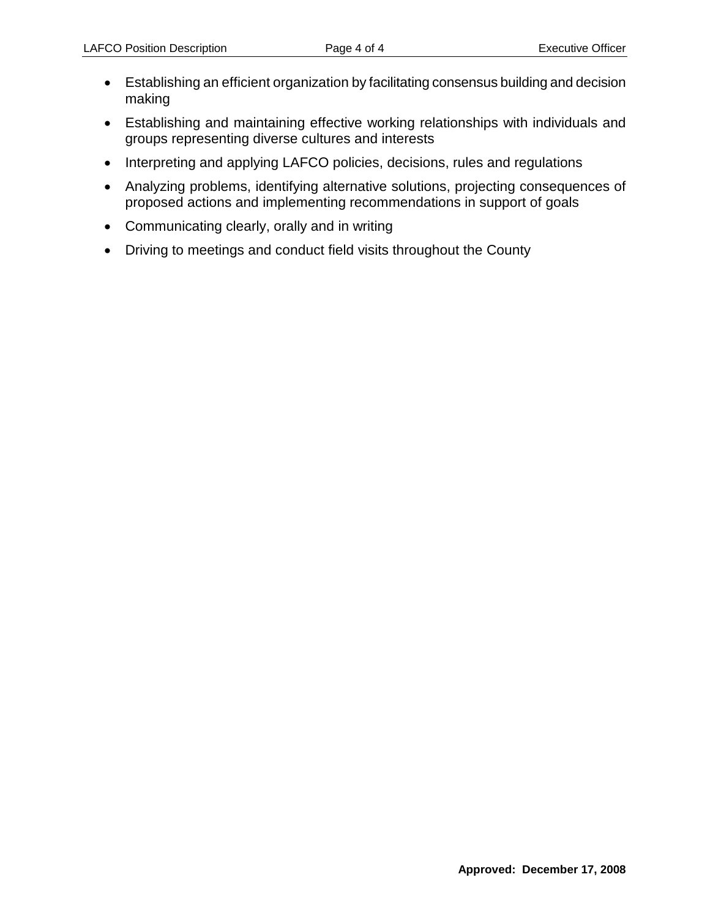- Establishing an efficient organization by facilitating consensus building and decision making
- Establishing and maintaining effective working relationships with individuals and groups representing diverse cultures and interests
- Interpreting and applying LAFCO policies, decisions, rules and regulations
- Analyzing problems, identifying alternative solutions, projecting consequences of proposed actions and implementing recommendations in support of goals
- Communicating clearly, orally and in writing
- Driving to meetings and conduct field visits throughout the County

**Approved: December 17, 2008**